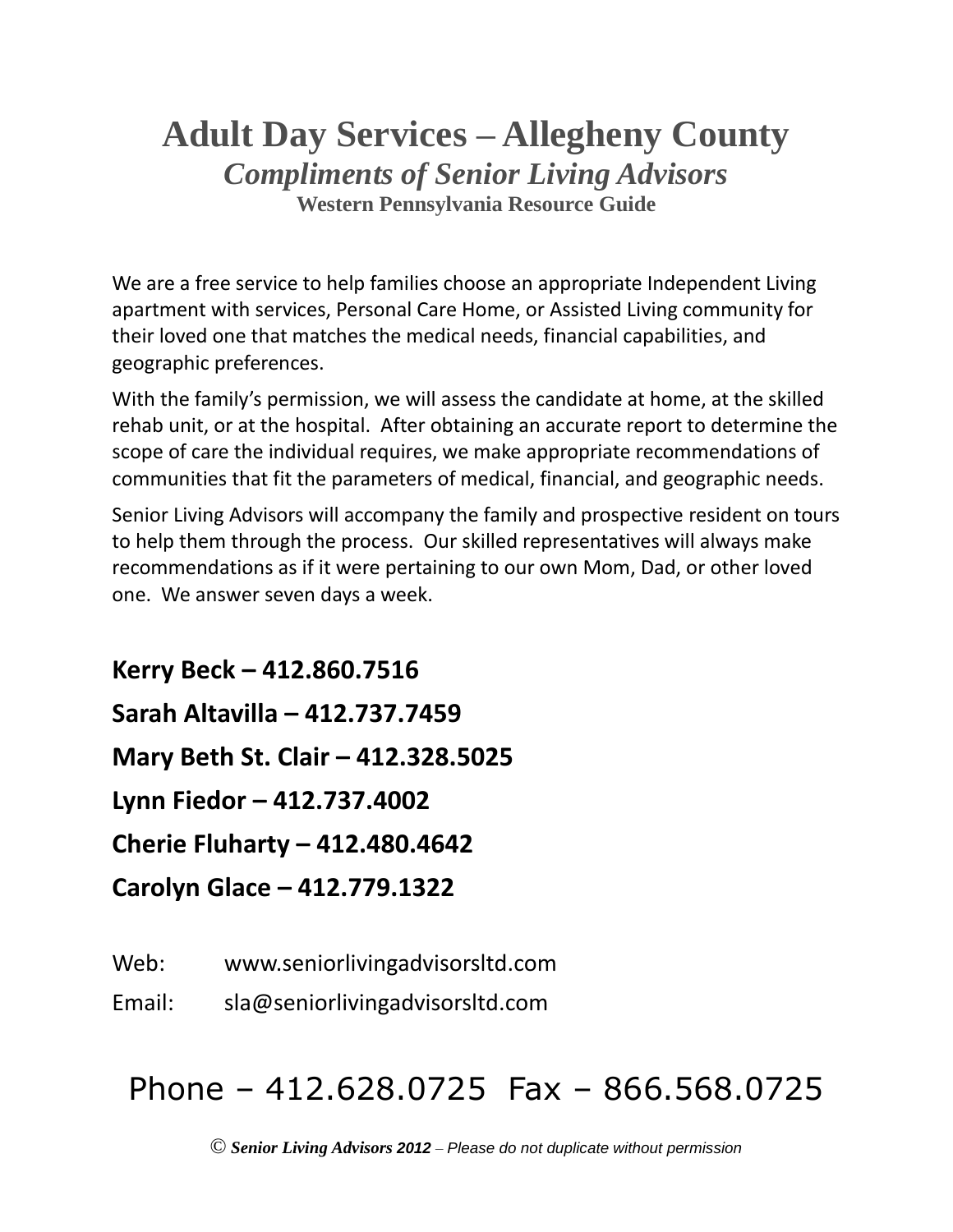# Adult Day Services – Allegheny County

***Compliments of Senior Living Advisors***

**Western Pennsylvania Resource Guide**

We are a free service to help families choose an appropriate Independent Living apartment with services, Personal Care Home, or Assisted Living community for their loved one that matches the medical needs, financial capabilities, and geographic preferences.

With the family's permission, we will assess the candidate at home, at the skilled rehab unit, or at the hospital. After obtaining an accurate report to determine the scope of care the individual requires, we make appropriate recommendations of communities that fit the parameters of medical, financial, and geographic needs.

Senior Living Advisors will accompany the family and prospective resident on tours to help them through the process. Our skilled representatives will always make recommendations as if it were pertaining to our own Mom, Dad, or other loved one. We answer seven days a week.

**Kerry Beck – 412.860.7516**

**Sarah Altavilla – 412.737.7459**

**Mary Beth St. Clair – 412.328.5025**

**Lynn Fiedor – 412.737.4002**

**Cherie Fluharty – 412.480.4642**

**Carolyn Glace – 412.779.1322**

Web: www.seniorlivingadvisorsltd.com

Email: sla@seniorlivingadvisorsltd.com

Phone – 412.628.0725 Fax – 866.568.0725

© ***Senior Living Advisors 2012*** – *Please do not duplicate without permission*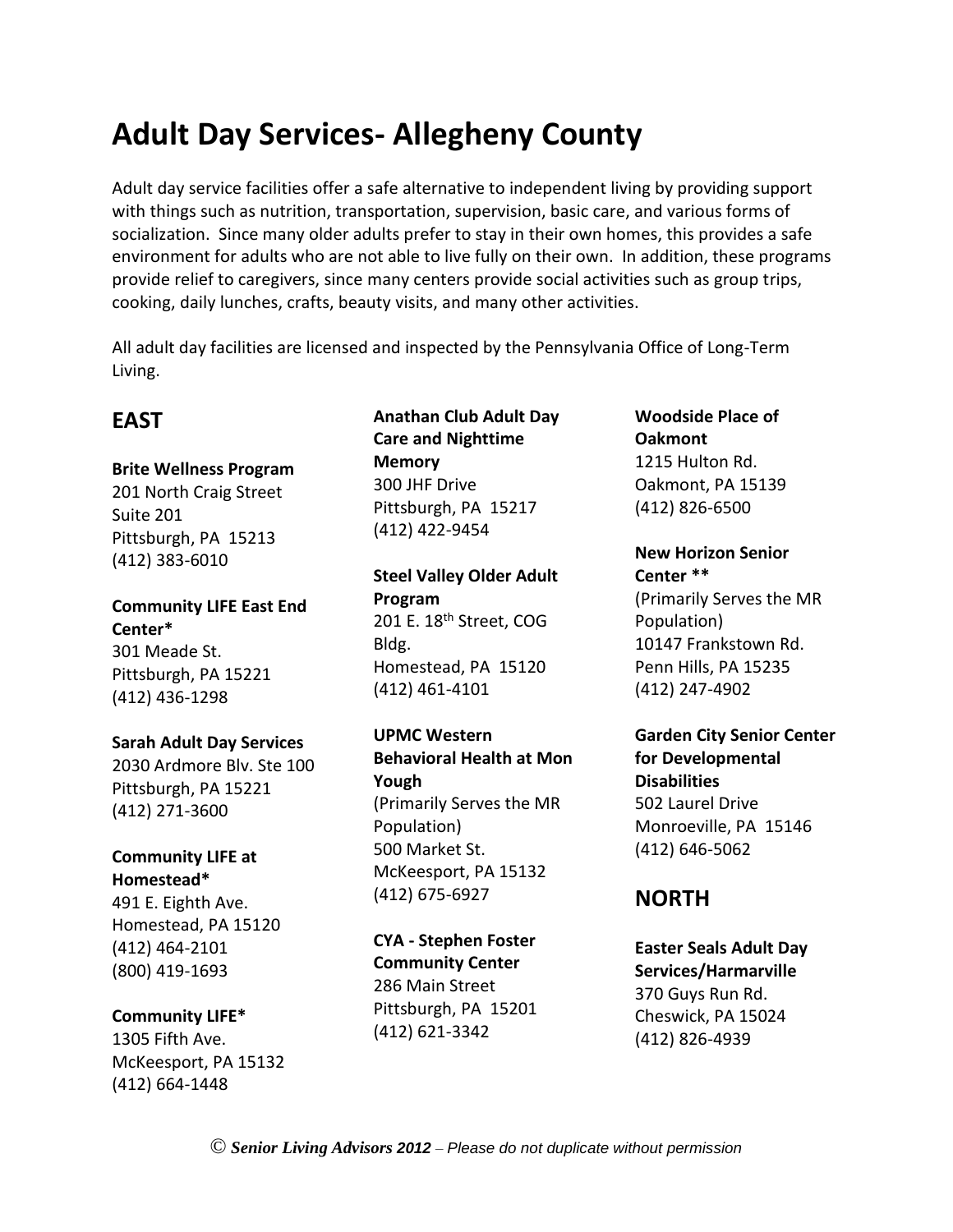# Adult Day Services- Allegheny County

Adult day service facilities offer a safe alternative to independent living by providing support with things such as nutrition, transportation, supervision, basic care, and various forms of socialization. Since many older adults prefer to stay in their own homes, this provides a safe environment for adults who are not able to live fully on their own. In addition, these programs provide relief to caregivers, since many centers provide social activities such as group trips, cooking, daily lunches, crafts, beauty visits, and many other activities.

All adult day facilities are licensed and inspected by the Pennsylvania Office of Long-Term Living.

## EAST

**Brite Wellness Program**
201 North Craig Street
Suite 201
Pittsburgh, PA 15213
(412) 383-6010

**Community LIFE East End Center***
301 Meade St.
Pittsburgh, PA 15221
(412) 436-1298

**Sarah Adult Day Services**
2030 Ardmore Blv. Ste 100
Pittsburgh, PA 15221
(412) 271-3600

**Community LIFE at Homestead***
491 E. Eighth Ave.
Homestead, PA 15120
(412) 464-2101
(800) 419-1693

**Community LIFE***
1305 Fifth Ave.
McKeesport, PA 15132
(412) 664-1448

**Anathan Club Adult Day Care and Nighttime Memory**
300 JHF Drive
Pittsburgh, PA 15217
(412) 422-9454

**Steel Valley Older Adult Program**
201 E. 18th Street, COG Bldg.
Homestead, PA 15120
(412) 461-4101

**UPMC Western Behavioral Health at Mon Yough**
(Primarily Serves the MR Population)
500 Market St.
McKeesport, PA 15132
(412) 675-6927

**CYA - Stephen Foster Community Center**
286 Main Street
Pittsburgh, PA 15201
(412) 621-3342

**Woodside Place of Oakmont**
1215 Hulton Rd.
Oakmont, PA 15139
(412) 826-6500

**New Horizon Senior Center ****
(Primarily Serves the MR Population)
10147 Frankstown Rd.
Penn Hills, PA 15235
(412) 247-4902

**Garden City Senior Center for Developmental Disabilities**
502 Laurel Drive
Monroeville, PA 15146
(412) 646-5062

## NORTH

**Easter Seals Adult Day Services/Harmarville**
370 Guys Run Rd.
Cheswick, PA 15024
(412) 826-4939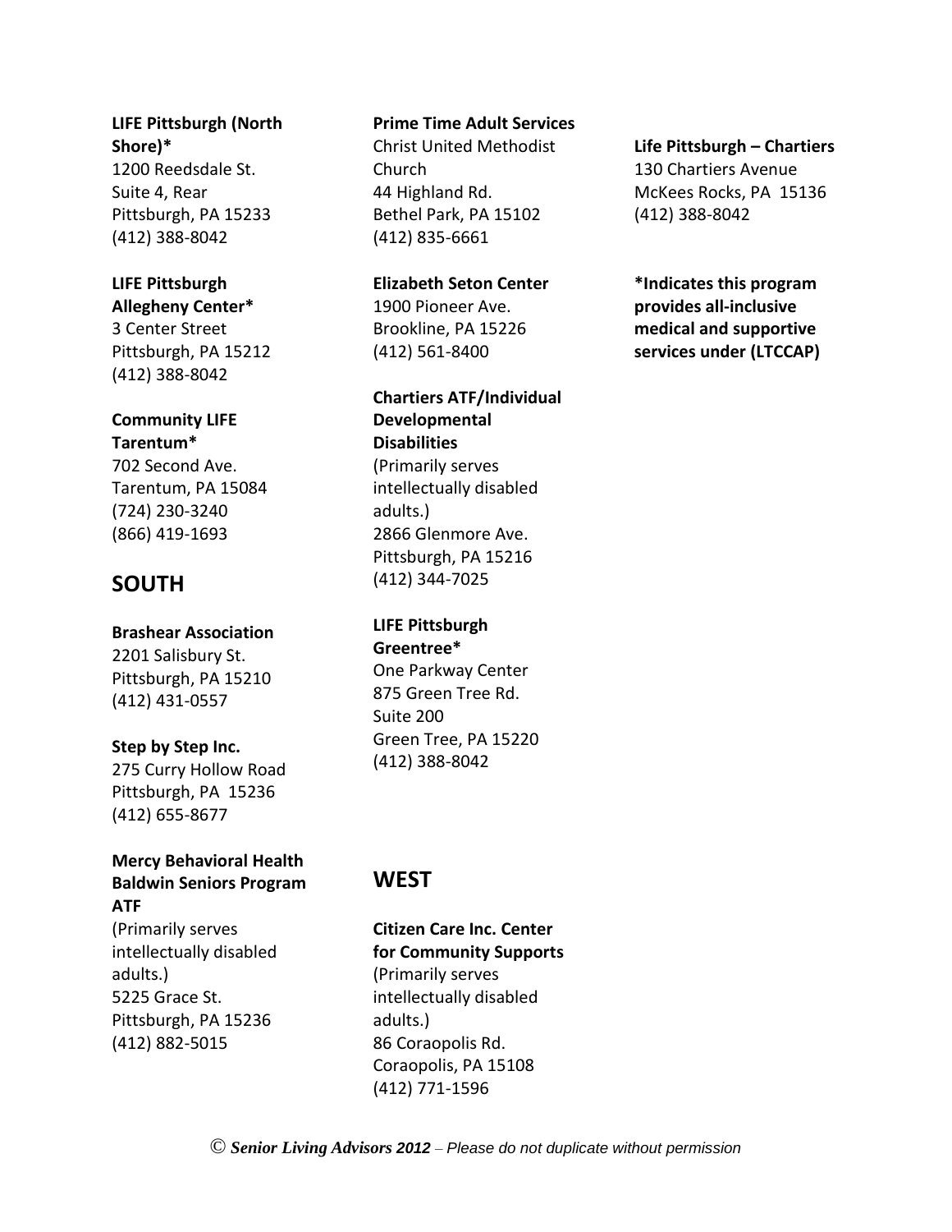**LIFE Pittsburgh (North Shore)***
1200 Reedsdale St.
Suite 4, Rear
Pittsburgh, PA 15233
(412) 388-8042

**LIFE Pittsburgh Allegheny Center***
3 Center Street
Pittsburgh, PA 15212
(412) 388-8042

**Community LIFE Tarentum***
702 Second Ave.
Tarentum, PA 15084
(724) 230-3240
(866) 419-1693

## SOUTH

**Brashear Association**
2201 Salisbury St.
Pittsburgh, PA 15210
(412) 431-0557

**Step by Step Inc.**
275 Curry Hollow Road
Pittsburgh, PA 15236
(412) 655-8677

**Mercy Behavioral Health Baldwin Seniors Program ATF**
(Primarily serves intellectually disabled adults.)
5225 Grace St.
Pittsburgh, PA 15236
(412) 882-5015

**Prime Time Adult Services**
Christ United Methodist Church
44 Highland Rd.
Bethel Park, PA 15102
(412) 835-6661

**Elizabeth Seton Center**
1900 Pioneer Ave.
Brookline, PA 15226
(412) 561-8400

**Chartiers ATF/Individual Developmental Disabilities**
(Primarily serves intellectually disabled adults.)
2866 Glenmore Ave.
Pittsburgh, PA 15216
(412) 344-7025

**LIFE Pittsburgh Greentree***
One Parkway Center
875 Green Tree Rd.
Suite 200
Green Tree, PA 15220
(412) 388-8042

## WEST

**Citizen Care Inc. Center for Community Supports**
(Primarily serves intellectually disabled adults.)
86 Coraopolis Rd.
Coraopolis, PA 15108
(412) 771-1596

**Life Pittsburgh – Chartiers**
130 Chartiers Avenue
McKees Rocks, PA 15136
(412) 388-8042

***Indicates this program provides all-inclusive medical and supportive services under (LTCCAP)**

© ***Senior Living Advisors 2012*** *– Please do not duplicate without permission*